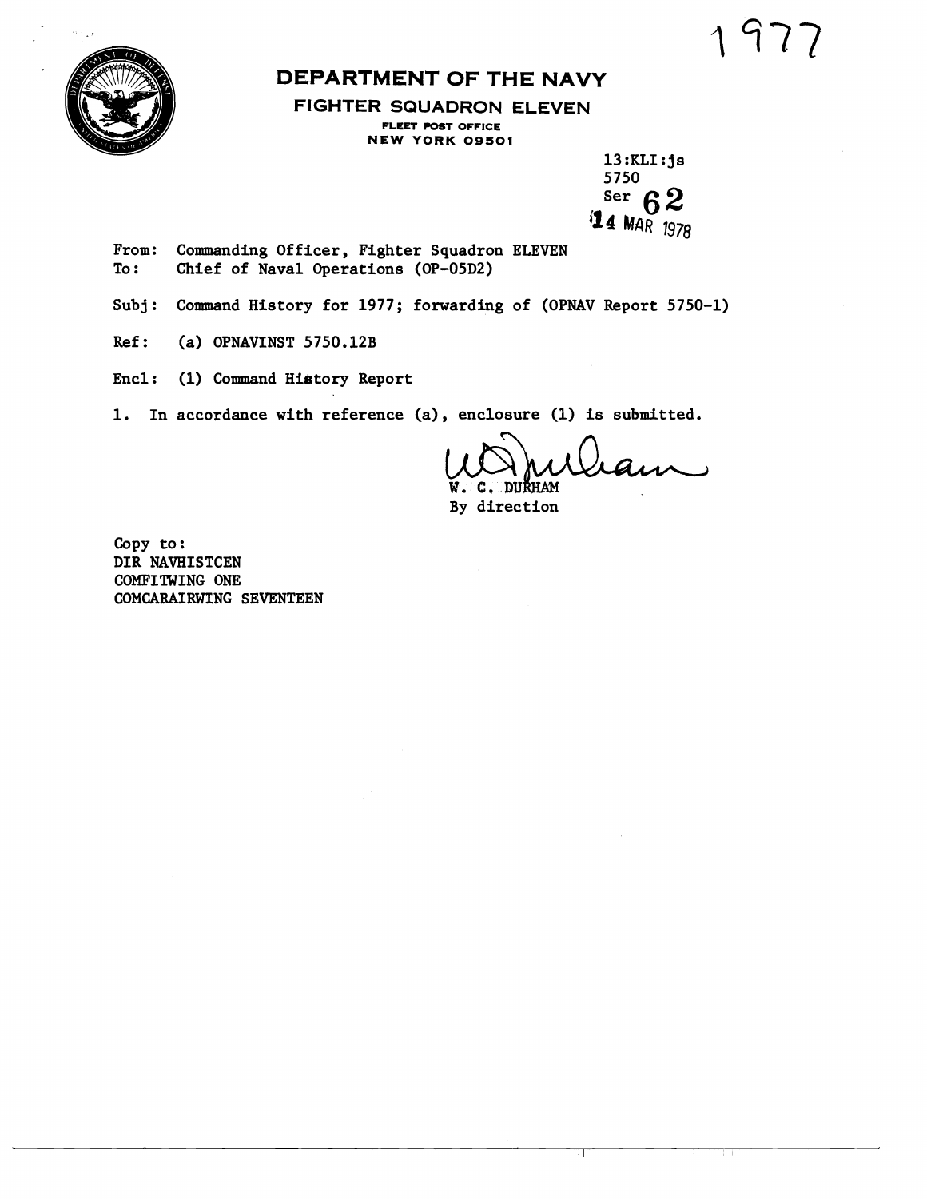1977

# DEPARTMENT OF THE NAVY

## FIGHTER SQUADRON ELEVEN

FLEET POST OFFICE
NEW YORK 09501

13:KLI:js
5750
Ser 62
14 MAR 1978

From: Commanding Officer, Fighter Squadron ELEVEN
To: Chief of Naval Operations (OP-05D2)

Subj: Command History for 1977; forwarding of (OPNAV Report 5750-1)

Ref: (a) OPNAVINST 5750.12B

Encl: (1) Command History Report

1. In accordance with reference (a), enclosure (1) is submitted.

W. C. DURHAM
By direction

Copy to:
DIR NAVHISTCEN
COMFITWING ONE
COMCARAIRWING SEVENTEEN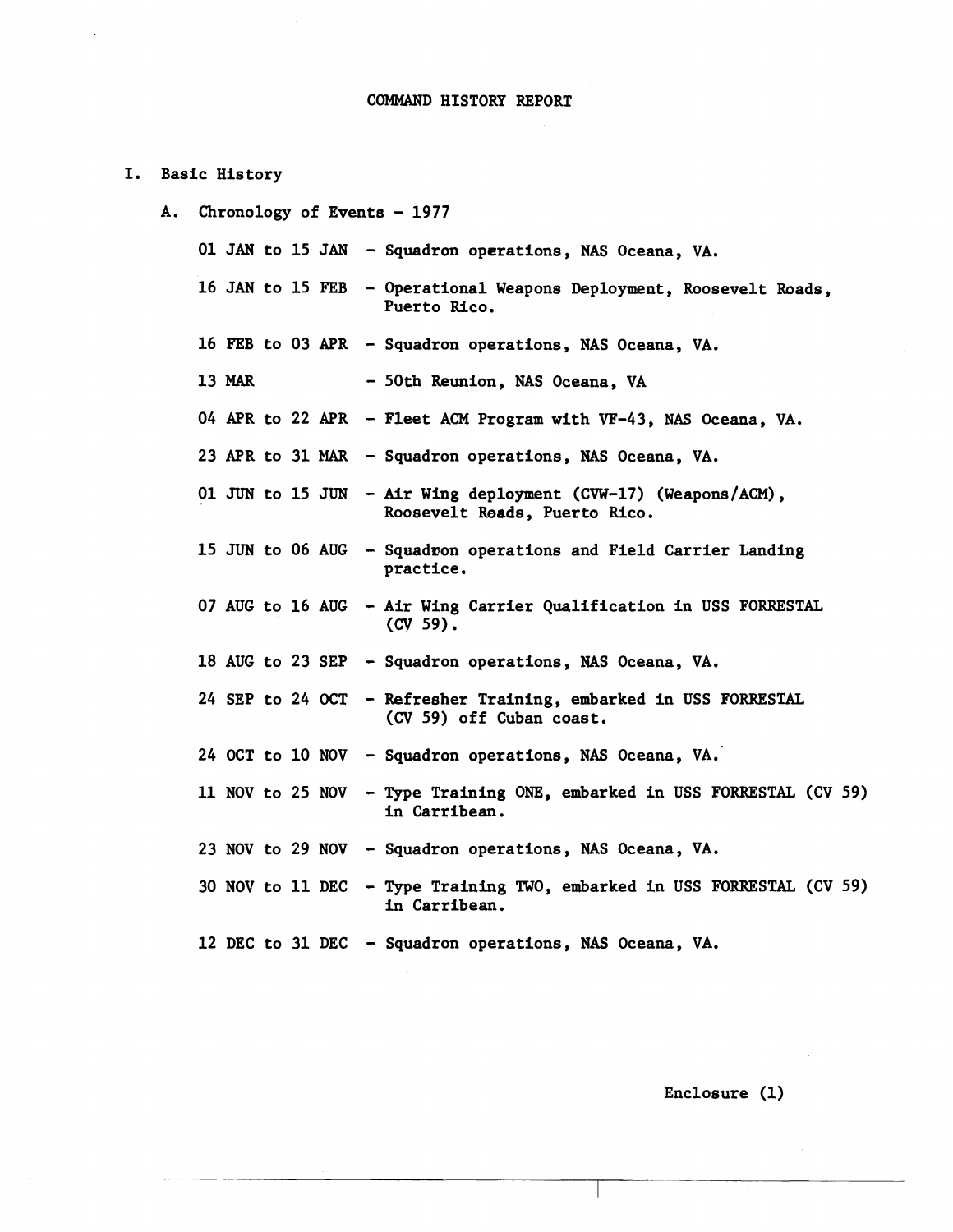# COMMAND HISTORY REPORT

## I. Basic History

### A. Chronology of Events - 1977

01 JAN to 15 JAN - Squadron operations, NAS Oceana, VA.

16 JAN to 15 FEB - Operational Weapons Deployment, Roosevelt Roads, Puerto Rico.

16 FEB to 03 APR - Squadron operations, NAS Oceana, VA.

13 MAR - 50th Reunion, NAS Oceana, VA

04 APR to 22 APR - Fleet ACM Program with VF-43, NAS Oceana, VA.

23 APR to 31 MAR - Squadron operations, NAS Oceana, VA.

01 JUN to 15 JUN - Air Wing deployment (CVW-17) (Weapons/ACM), Roosevelt Roads, Puerto Rico.

15 JUN to 06 AUG - Squadron operations and Field Carrier Landing practice.

07 AUG to 16 AUG - Air Wing Carrier Qualification in USS FORRESTAL (CV 59).

18 AUG to 23 SEP - Squadron operations, NAS Oceana, VA.

24 SEP to 24 OCT - Refresher Training, embarked in USS FORRESTAL (CV 59) off Cuban coast.

24 OCT to 10 NOV - Squadron operations, NAS Oceana, VA.

11 NOV to 25 NOV - Type Training ONE, embarked in USS FORRESTAL (CV 59) in Carribean.

23 NOV to 29 NOV - Squadron operations, NAS Oceana, VA.

30 NOV to 11 DEC - Type Training TWO, embarked in USS FORRESTAL (CV 59) in Carribean.

12 DEC to 31 DEC - Squadron operations, NAS Oceana, VA.

Enclosure (1)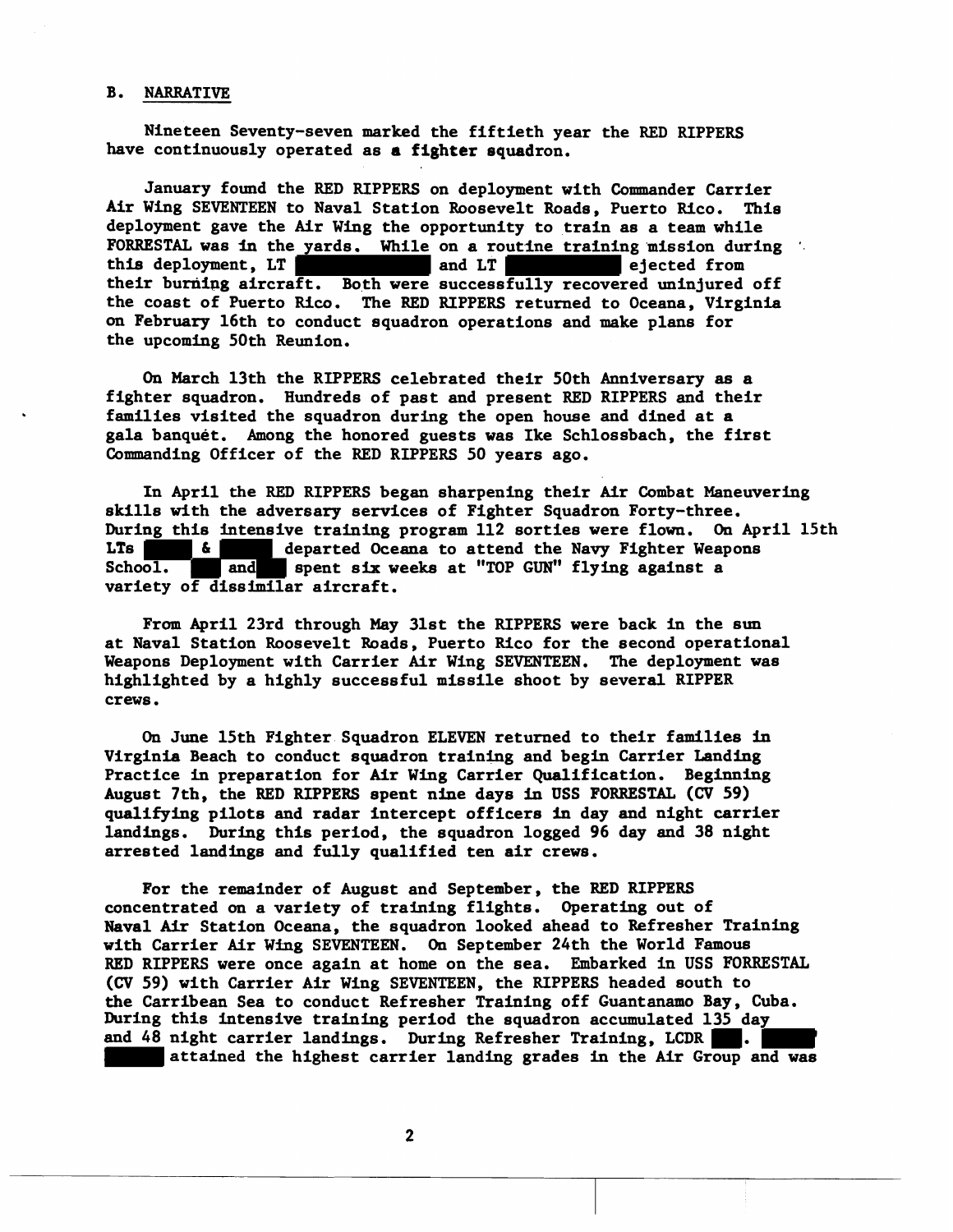B. NARRATIVE

Nineteen Seventy-seven marked the fiftieth year the RED RIPPERS have continuously operated as **a fighter** squadron.

January found the RED RIPPERS on deployment with Commander Carrier Air Wing SEVENTEEN to Naval Station Roosevelt Roads, Puerto Rico. This deployment gave the Air Wing the opportunity to train as a team while FORRESTAL was in the yards. While on a routine training mission during this deployment, LT ██████████ and LT ██████████ ejected from their burning aircraft. Both were successfully recovered uninjured off the coast of Puerto Rico. The RED RIPPERS returned to Oceana, Virginia on February 16th to conduct squadron operations and make plans for the upcoming 50th Reunion.

On March 13th the RIPPERS celebrated their 50th Anniversary as a fighter squadron. Hundreds of past and present RED RIPPERS and their families visited the squadron during the open house and dined at a gala banquét. Among the honored guests was Ike Schlossbach, the first Commanding Officer of the RED RIPPERS 50 years ago.

In April the RED RIPPERS began sharpening their Air Combat Maneuvering skills with the adversary services of Fighter Squadron Forty-three. During this intensive training program 112 sorties were flown. On April 15th LTs █████ & █████ departed Oceana to attend the Navy Fighter Weapons School. ████ and ████ spent six weeks at "TOP GUN" flying against a variety of dissimilar aircraft.

From April 23rd through May 31st the RIPPERS were back in the sun at Naval Station Roosevelt Roads, Puerto Rico for the second operational Weapons Deployment with Carrier Air Wing SEVENTEEN. The deployment was highlighted by a highly successful missile shoot by several RIPPER crews.

On June 15th Fighter Squadron ELEVEN returned to their families in Virginia Beach to conduct squadron training and begin Carrier Landing Practice in preparation for Air Wing Carrier Qualification. Beginning August 7th, the RED RIPPERS spent nine days in USS FORRESTAL (CV 59) qualifying pilots and radar intercept officers in day and night carrier landings. During this period, the squadron logged 96 day and 38 night arrested landings and fully qualified ten air crews.

For the remainder of August and September, the RED RIPPERS concentrated on a variety of training flights. Operating out of Naval Air Station Oceana, the squadron looked ahead to Refresher Training with Carrier Air Wing SEVENTEEN. On September 24th the World Famous RED RIPPERS were once again at home on the sea. Embarked in USS FORRESTAL (CV 59) with Carrier Air Wing SEVENTEEN, the RIPPERS headed south to the Carribean Sea to conduct Refresher Training off Guantanamo Bay, Cuba. During this intensive training period the squadron accumulated 135 day and 48 night carrier landings. During Refresher Training, LCDR ███. █████ ██████ attained the highest carrier landing grades in the Air Group and was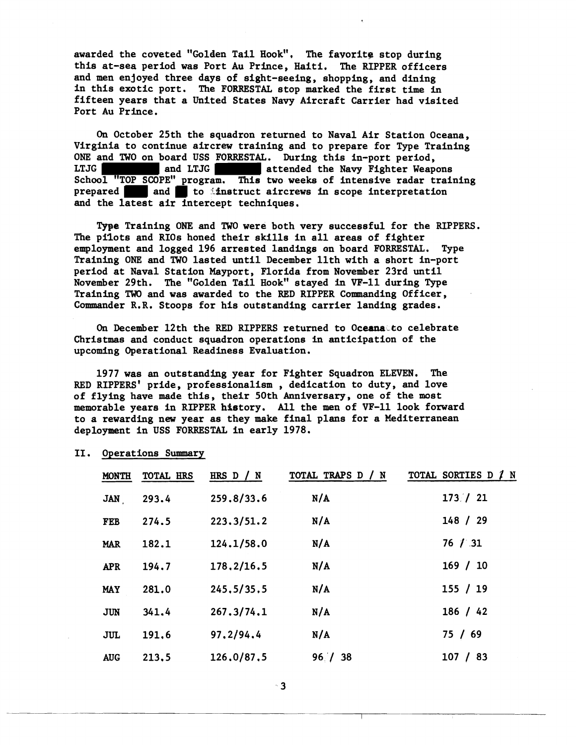awarded the coveted "Golden Tail Hook". The favorite stop during this at-sea period was Port Au Prince, Haiti. The RIPPER officers and men enjoyed three days of sight-seeing, shopping, and dining in this exotic port. The FORRESTAL stop marked the first time in fifteen years that a United States Navy Aircraft Carrier had visited Port Au Prince.

On October 25th the squadron returned to Naval Air Station Oceana, Virginia to continue aircrew training and to prepare for Type Training ONE and TWO on board USS FORRESTAL. During this in-port period, LTJG [redacted] and LTJG [redacted] attended the Navy Fighter Weapons School "TOP SCOPE" program. This two weeks of intensive radar training prepared [redacted] and [redacted] to instruct aircrews in scope interpretation and the latest air intercept techniques.

Type Training ONE and TWO were both very successful for the RIPPERS. The pilots and RIOs honed their skills in all areas of fighter employment and logged 196 arrested landings on board FORRESTAL. Type Training ONE and TWO lasted until December 11th with a short in-port period at Naval Station Mayport, Florida from November 23rd until November 29th. The "Golden Tail Hook" stayed in VF-11 during Type Training TWO and was awarded to the RED RIPPER Commanding Officer, Commander R.R. Stoops for his outstanding carrier landing grades.

On December 12th the RED RIPPERS returned to Oceana to celebrate Christmas and conduct squadron operations in anticipation of the upcoming Operational Readiness Evaluation.

1977 was an outstanding year for Fighter Squadron ELEVEN. The RED RIPPERS' pride, professionalism , dedication to duty, and love of flying have made this, their 50th Anniversary, one of the most memorable years in RIPPER history. All the men of VF-11 look forward to a rewarding new year as they make final plans for a Mediterranean deployment in USS FORRESTAL in early 1978.

## II. Operations Summary

| MONTH | TOTAL HRS | HRS D / N | TOTAL TRAPS D / N | TOTAL SORTIES D / N |
|---|---|---|---|---|
| JAN | 293.4 | 259.8/33.6 | N/A | 173 / 21 |
| FEB | 274.5 | 223.3/51.2 | N/A | 148 / 29 |
| MAR | 182.1 | 124.1/58.0 | N/A | 76 / 31 |
| APR | 194.7 | 178.2/16.5 | N/A | 169 / 10 |
| MAY | 281.0 | 245.5/35.5 | N/A | 155 / 19 |
| JUN | 341.4 | 267.3/74.1 | N/A | 186 / 42 |
| JUL | 191.6 | 97.2/94.4 | N/A | 75 / 69 |
| AUG | 213.5 | 126.0/87.5 | 96 / 38 | 107 / 83 |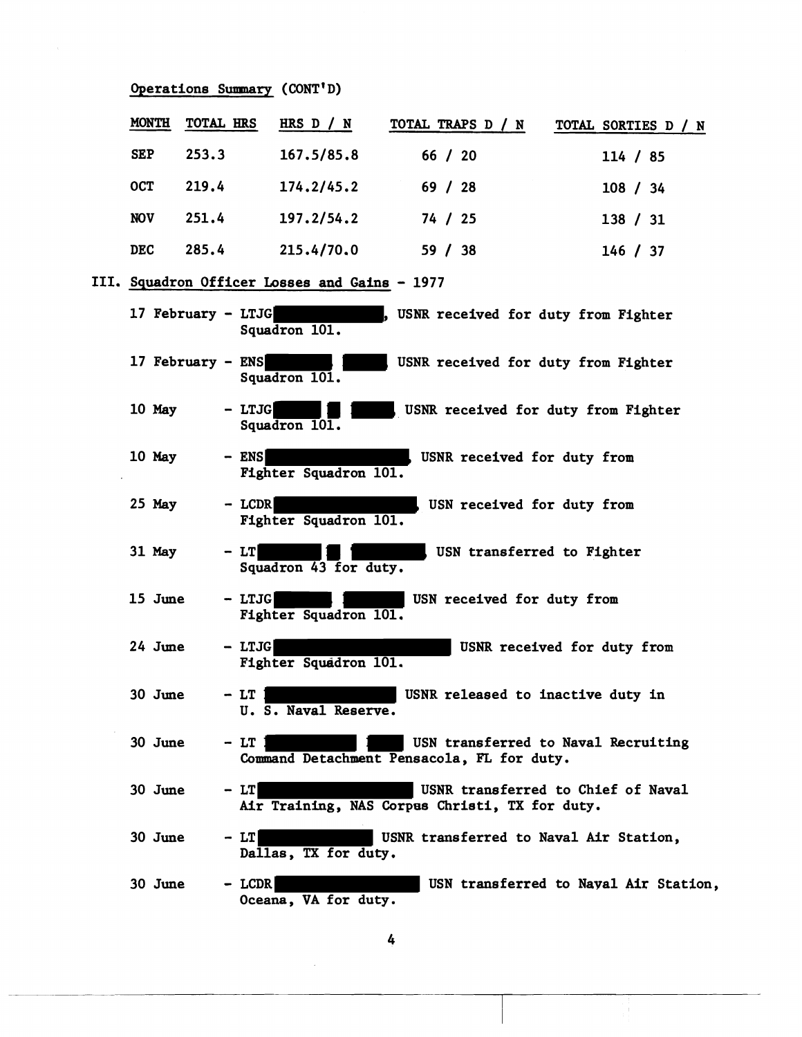Operations Summary (CONT'D)

| MONTH | TOTAL HRS | HRS D / N | TOTAL TRAPS D / N | TOTAL SORTIES D / N |
|---|---|---|---|---|
| SEP | 253.3 | 167.5/85.8 | 66 / 20 | 114 / 85 |
| OCT | 219.4 | 174.2/45.2 | 69 / 28 | 108 / 34 |
| NOV | 251.4 | 197.2/54.2 | 74 / 25 | 138 / 31 |
| DEC | 285.4 | 215.4/70.0 | 59 / 38 | 146 / 37 |

## III. Squadron Officer Losses and Gains - 1977

17 February - LTJG ████████, USNR received for duty from Fighter Squadron 101.

17 February - ENS ████ ████ USNR received for duty from Fighter Squadron 101.

10 May - LTJG ████ █ ████ USNR received for duty from Fighter Squadron 101.

10 May - ENS ████████, USNR received for duty from Fighter Squadron 101.

25 May - LCDR ████████, USN received for duty from Fighter Squadron 101.

31 May - LT ████ █ ████, USN transferred to Fighter Squadron 43 for duty.

15 June - LTJG ████ ████ USN received for duty from Fighter Squadron 101.

24 June - LTJG ████████ USNR received for duty from Fighter Squadron 101.

30 June - LT ████████ USNR released to inactive duty in U. S. Naval Reserve.

30 June - LT ████ ████ USN transferred to Naval Recruiting Command Detachment Pensacola, FL for duty.

30 June - LT ████████ USNR transferred to Chief of Naval Air Training, NAS Corpus Christi, TX for duty.

30 June - LT ████████ USNR transferred to Naval Air Station, Dallas, TX for duty.

30 June - LCDR ████████ USN transferred to Naval Air Station, Oceana, VA for duty.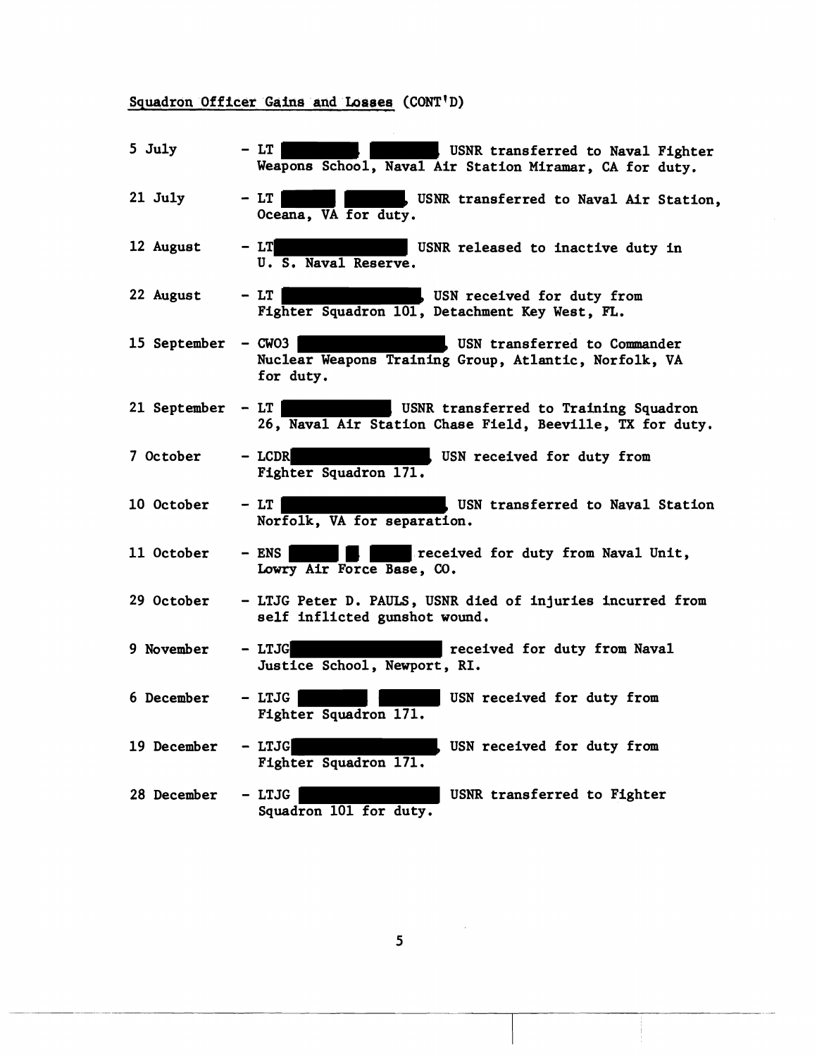Squadron Officer Gains and Losses (CONT'D)

5 July - LT [redacted] USNR transferred to Naval Fighter Weapons School, Naval Air Station Miramar, CA for duty.

21 July - LT [redacted], USNR transferred to Naval Air Station, Oceana, VA for duty.

12 August - LT [redacted] USNR released to inactive duty in U. S. Naval Reserve.

22 August - LT [redacted], USN received for duty from Fighter Squadron 101, Detachment Key West, FL.

15 September - CWO3 [redacted], USN transferred to Commander Nuclear Weapons Training Group, Atlantic, Norfolk, VA for duty.

21 September - LT [redacted] USNR transferred to Training Squadron 26, Naval Air Station Chase Field, Beeville, TX for duty.

7 October - LCDR [redacted], USN received for duty from Fighter Squadron 171.

10 October - LT [redacted], USN transferred to Naval Station Norfolk, VA for separation.

11 October - ENS [redacted] received for duty from Naval Unit, Lowry Air Force Base, CO.

29 October - LTJG Peter D. PAULS, USNR died of injuries incurred from self inflicted gunshot wound.

9 November - LTJG [redacted] received for duty from Naval Justice School, Newport, RI.

6 December - LTJG [redacted] USN received for duty from Fighter Squadron 171.

19 December - LTJG [redacted], USN received for duty from Fighter Squadron 171.

28 December - LTJG [redacted] USNR transferred to Fighter Squadron 101 for duty.